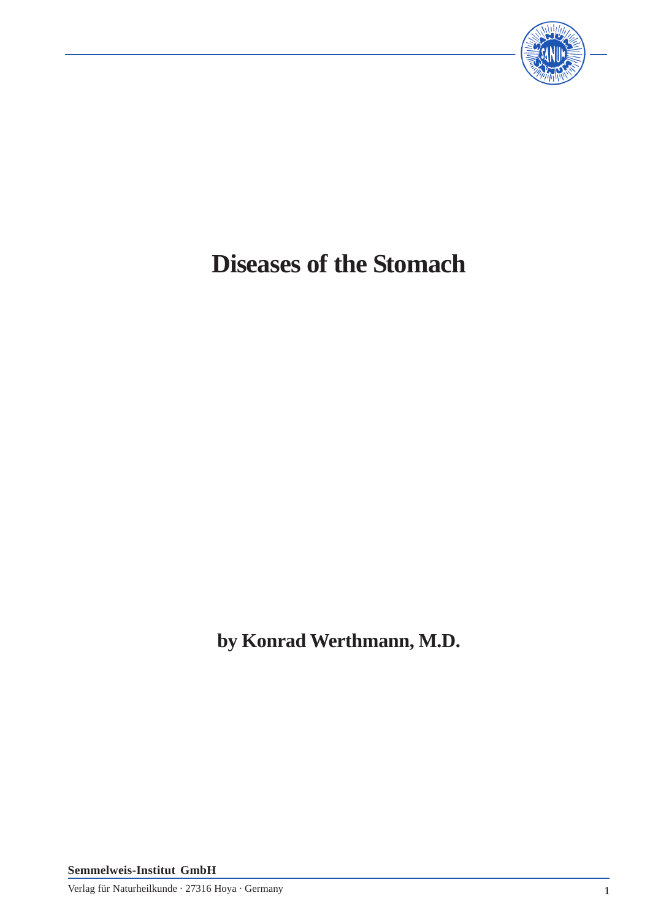# Diseases of the Stomach

**by Konrad Werthmann, M.D.**

**Semmelweis-Institut GmbH**

Verlag für Naturheilkunde · 27316 Hoya · Germany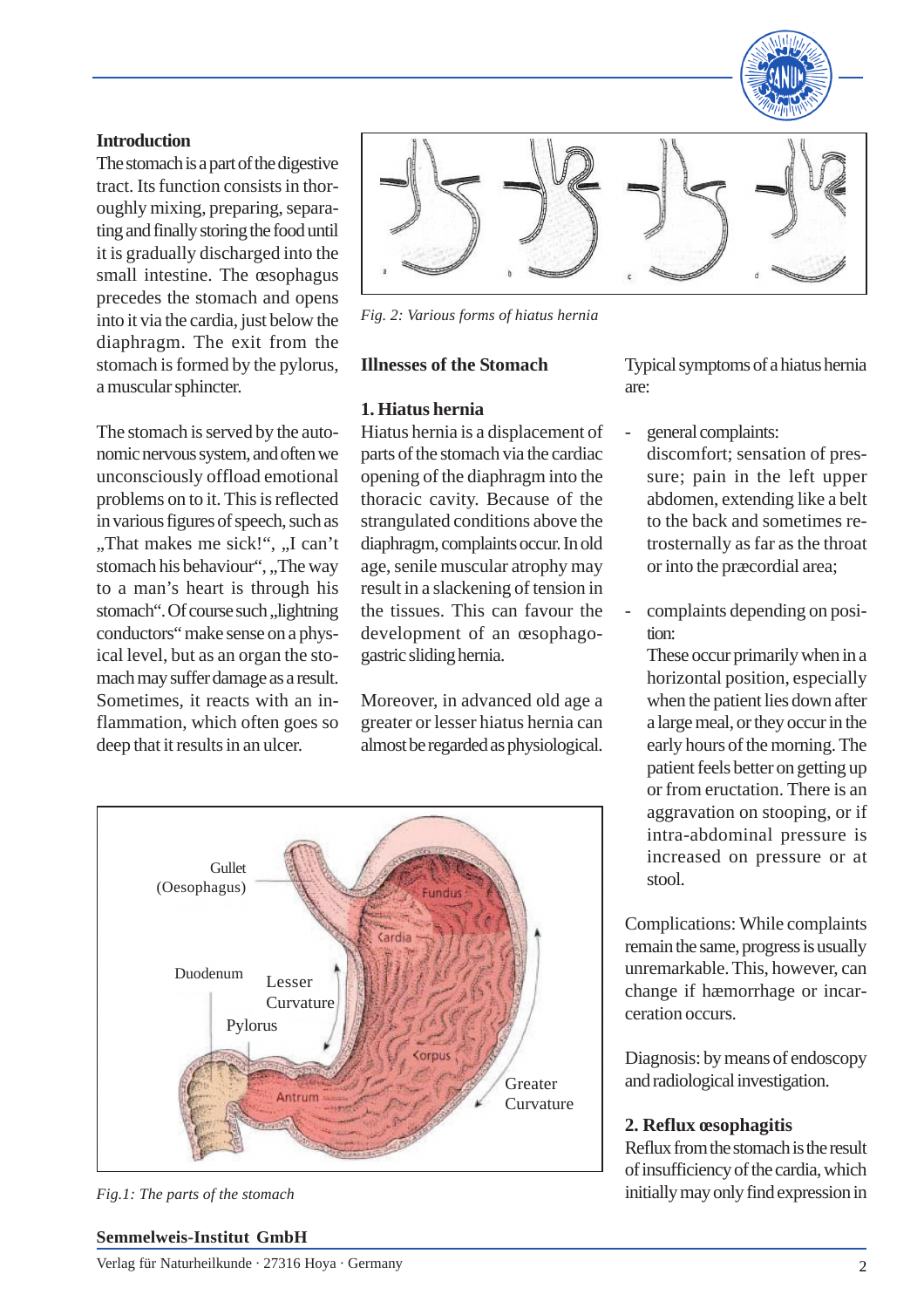## Introduction

The stomach is a part of the digestive tract. Its function consists in thoroughly mixing, preparing, separating and finally storing the food until it is gradually discharged into the small intestine. The œsophagus precedes the stomach and opens into it via the cardia, just below the diaphragm. The exit from the stomach is formed by the pylorus, a muscular sphincter.

The stomach is served by the autonomic nervous system, and often we unconsciously offload emotional problems on to it. This is reflected in various figures of speech, such as „That makes me sick!“, „I can't stomach his behaviour“, „The way to a man's heart is through his stomach“. Of course such „lightning conductors“ make sense on a physical level, but as an organ the stomach may suffer damage as a result. Sometimes, it reacts with an inflammation, which often goes so deep that it results in an ulcer.

*Fig. 2: Various forms of hiatus hernia*

## Illnesses of the Stomach

### 1. Hiatus hernia

Hiatus hernia is a displacement of parts of the stomach via the cardiac opening of the diaphragm into the thoracic cavity. Because of the strangulated conditions above the diaphragm, complaints occur. In old age, senile muscular atrophy may result in a slackening of tension in the tissues. This can favour the development of an œsophago-gastric sliding hernia.

Moreover, in advanced old age a greater or lesser hiatus hernia can almost be regarded as physiological.

*Fig.1: The parts of the stomach*

Typical symptoms of a hiatus hernia are:

- general complaints: discomfort; sensation of pressure; pain in the left upper abdomen, extending like a belt to the back and sometimes retrosternally as far as the throat or into the præcordial area;
- complaints depending on position: These occur primarily when in a horizontal position, especially when the patient lies down after a large meal, or they occur in the early hours of the morning. The patient feels better on getting up or from eructation. There is an aggravation on stooping, or if intra-abdominal pressure is increased on pressure or at stool.

Complications: While complaints remain the same, progress is usually unremarkable. This, however, can change if hæmorrhage or incarceration occurs.

Diagnosis: by means of endoscopy and radiological investigation.

### 2. Reflux œsophagitis

Reflux from the stomach is the result of insufficiency of the cardia, which initially may only find expression in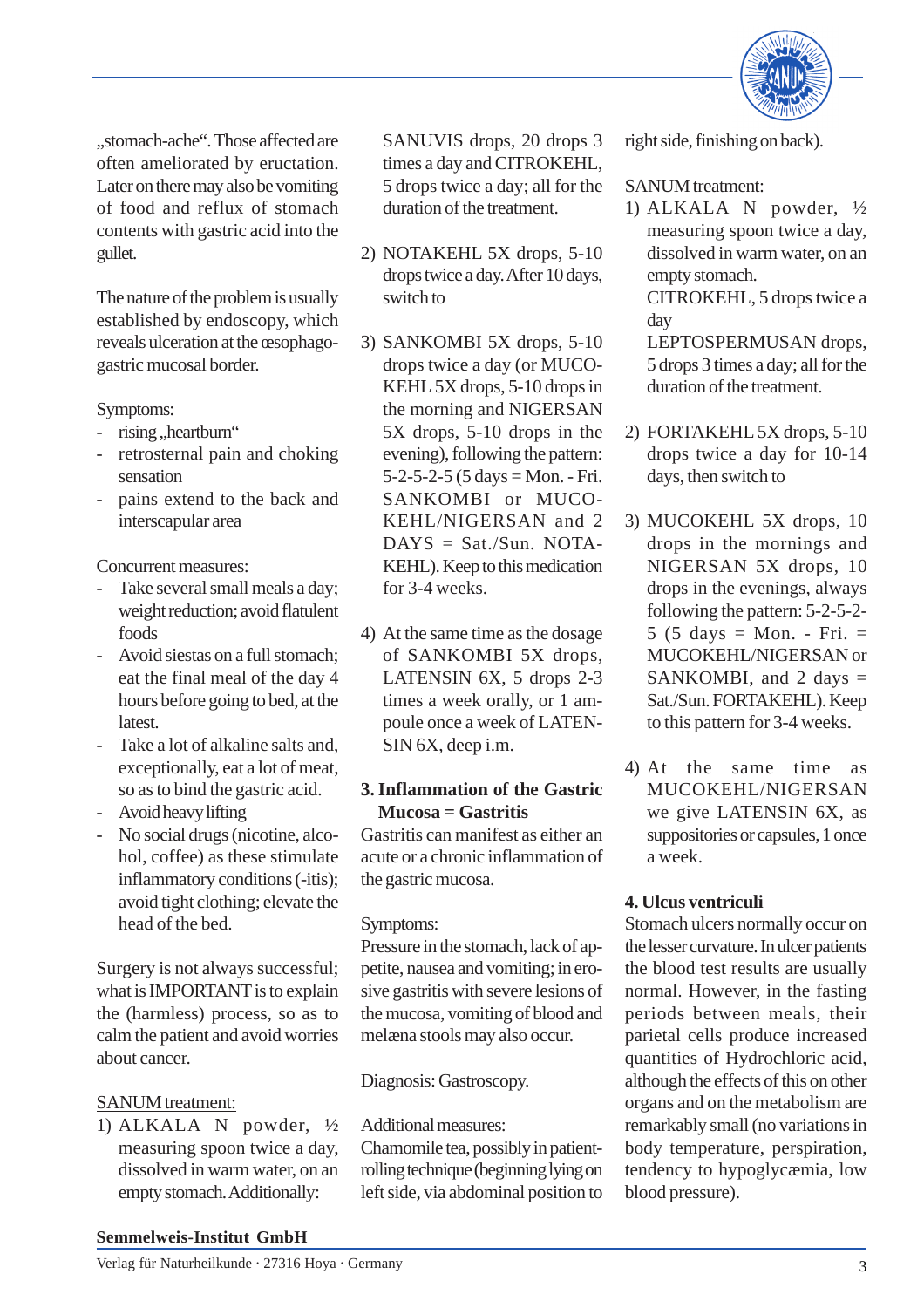„stomach-ache". Those affected are often ameliorated by eructation. Later on there may also be vomiting of food and reflux of stomach contents with gastric acid into the gullet.

The nature of the problem is usually established by endoscopy, which reveals ulceration at the œsophago-gastric mucosal border.

Symptoms:
- rising „heartburn"
- retrosternal pain and choking sensation
- pains extend to the back and interscapular area

Concurrent measures:
- Take several small meals a day; weight reduction; avoid flatulent foods
- Avoid siestas on a full stomach; eat the final meal of the day 4 hours before going to bed, at the latest.
- Take a lot of alkaline salts and, exceptionally, eat a lot of meat, so as to bind the gastric acid.
- Avoid heavy lifting
- No social drugs (nicotine, alcohol, coffee) as these stimulate inflammatory conditions (-itis); avoid tight clothing; elevate the head of the bed.

Surgery is not always successful; what is IMPORTANT is to explain the (harmless) process, so as to calm the patient and avoid worries about cancer.

SANUM treatment:
1) ALKALA N powder, ½ measuring spoon twice a day, dissolved in warm water, on an empty stomach. Additionally: SANUVIS drops, 20 drops 3 times a day and CITROKEHL, 5 drops twice a day; all for the duration of the treatment.

2) NOTAKEHL 5X drops, 5-10 drops twice a day. After 10 days, switch to

3) SANKOMBI 5X drops, 5-10 drops twice a day (or MUCOKEHL 5X drops, 5-10 drops in the morning and NIGERSAN 5X drops, 5-10 drops in the evening), following the pattern: 5-2-5-2-5 (5 days = Mon. - Fri. SANKOMBI or MUCOKEHL/NIGERSAN and 2 DAYS = Sat./Sun. NOTAKEHL). Keep to this medication for 3-4 weeks.

4) At the same time as the dosage of SANKOMBI 5X drops, LATENSIN 6X, 5 drops 2-3 times a week orally, or 1 ampoule once a week of LATENSIN 6X, deep i.m.

## 3. Inflammation of the Gastric Mucosa = Gastritis

Gastritis can manifest as either an acute or a chronic inflammation of the gastric mucosa.

Symptoms:
Pressure in the stomach, lack of appetite, nausea and vomiting; in erosive gastritis with severe lesions of the mucosa, vomiting of blood and melæna stools may also occur.

Diagnosis: Gastroscopy.

Additional measures:
Chamomile tea, possibly in patient-rolling technique (beginning lying on left side, via abdominal position to right side, finishing on back).

SANUM treatment:
1) ALKALA N powder, ½ measuring spoon twice a day, dissolved in warm water, on an empty stomach.
   CITROKEHL, 5 drops twice a day
   LEPTOSPERMUSAN drops, 5 drops 3 times a day; all for the duration of the treatment.

2) FORTAKEHL 5X drops, 5-10 drops twice a day for 10-14 days, then switch to

3) MUCOKEHL 5X drops, 10 drops in the mornings and NIGERSAN 5X drops, 10 drops in the evenings, always following the pattern: 5-2-5-2-5 (5 days = Mon. - Fri. = MUCOKEHL/NIGERSAN or SANKOMBI, and 2 days = Sat./Sun. FORTAKEHL). Keep to this pattern for 3-4 weeks.

4) At the same time as MUCOKEHL/NIGERSAN we give LATENSIN 6X, as suppositories or capsules, 1 once a week.

## 4. Ulcus ventriculi

Stomach ulcers normally occur on the lesser curvature. In ulcer patients the blood test results are usually normal. However, in the fasting periods between meals, their parietal cells produce increased quantities of Hydrochloric acid, although the effects of this on other organs and on the metabolism are remarkably small (no variations in body temperature, perspiration, tendency to hypoglycæmia, low blood pressure).

**Semmelweis-Institut GmbH**
Verlag für Naturheilkunde · 27316 Hoya · Germany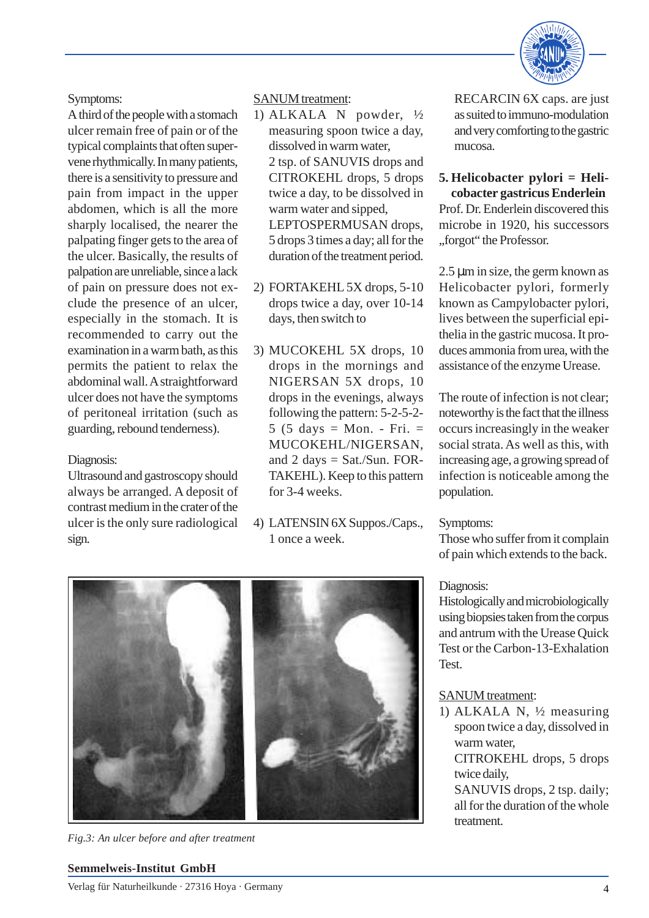Symptoms:
A third of the people with a stomach ulcer remain free of pain or of the typical complaints that often supervene rhythmically. In many patients, there is a sensitivity to pressure and pain from impact in the upper abdomen, which is all the more sharply localised, the nearer the palpating finger gets to the area of the ulcer. Basically, the results of palpation are unreliable, since a lack of pain on pressure does not exclude the presence of an ulcer, especially in the stomach. It is recommended to carry out the examination in a warm bath, as this permits the patient to relax the abdominal wall. A straightforward ulcer does not have the symptoms of peritoneal irritation (such as guarding, rebound tenderness).

Diagnosis:
Ultrasound and gastroscopy should always be arranged. A deposit of contrast medium in the crater of the ulcer is the only sure radiological sign.

SANUM treatment:

1) ALKALA N powder, ½ measuring spoon twice a day, dissolved in warm water,
   2 tsp. of SANUVIS drops and CITROKEHL drops, 5 drops twice a day, to be dissolved in warm water and sipped,
   LEPTOSPERMUSAN drops, 5 drops 3 times a day; all for the duration of the treatment period.

2) FORTAKEHL 5X drops, 5-10 drops twice a day, over 10-14 days, then switch to

3) MUCOKEHL 5X drops, 10 drops in the mornings and NIGERSAN 5X drops, 10 drops in the evenings, always following the pattern: 5-2-5-2-5 (5 days = Mon. - Fri. = MUCOKEHL/NIGERSAN, and 2 days = Sat./Sun. FORTAKEHL). Keep to this pattern for 3-4 weeks.

4) LATENSIN 6X Suppos./Caps., 1 once a week.
   RECARCIN 6X caps. are just as suited to immuno-modulation and very comforting to the gastric mucosa.

*Fig.3: An ulcer before and after treatment*

**5. Helicobacter pylori = Helicobacter gastricus Enderlein**

Prof. Dr. Enderlein discovered this microbe in 1920, his successors „forgot" the Professor.

2.5 µm in size, the germ known as Helicobacter pylori, formerly known as Campylobacter pylori, lives between the superficial epithelia in the gastric mucosa. It produces ammonia from urea, with the assistance of the enzyme Urease.

The route of infection is not clear; noteworthy is the fact that the illness occurs increasingly in the weaker social strata. As well as this, with increasing age, a growing spread of infection is noticeable among the population.

Symptoms:
Those who suffer from it complain of pain which extends to the back.

Diagnosis:
Histologically and microbiologically using biopsies taken from the corpus and antrum with the Urease Quick Test or the Carbon-13-Exhalation Test.

SANUM treatment:

1) ALKALA N, ½ measuring spoon twice a day, dissolved in warm water,
   CITROKEHL drops, 5 drops twice daily,
   SANUVIS drops, 2 tsp. daily; all for the duration of the whole treatment.

**Semmelweis-Institut GmbH**
Verlag für Naturheilkunde · 27316 Hoya · Germany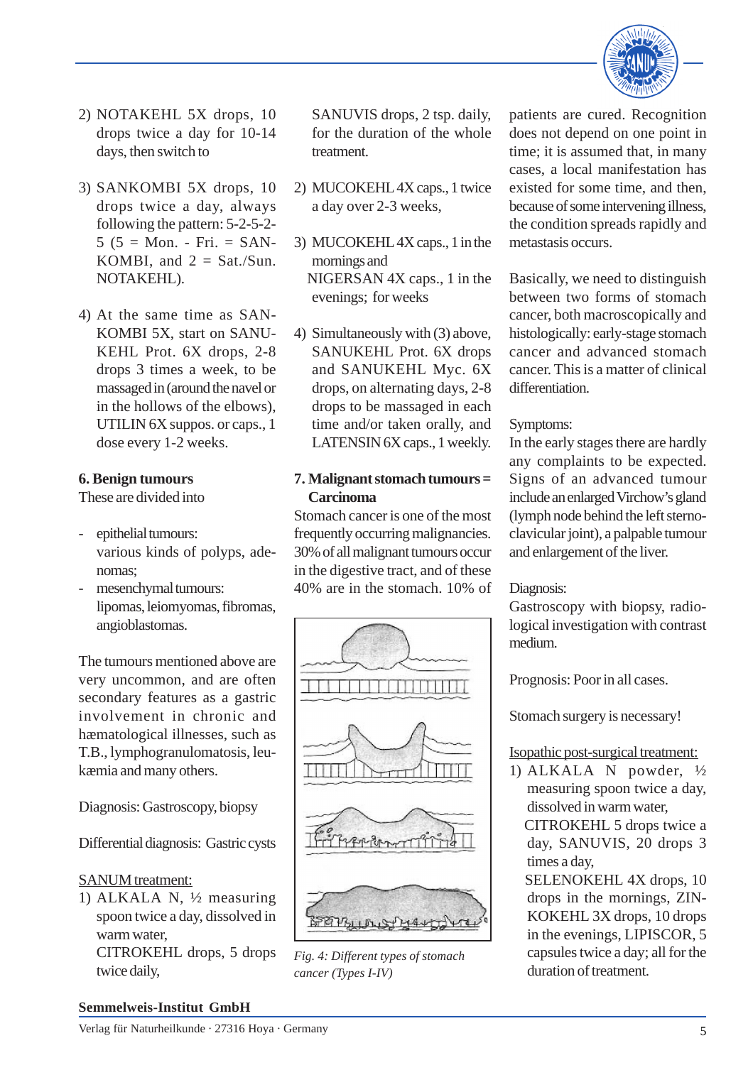2) NOTAKEHL 5X drops, 10 drops twice a day for 10-14 days, then switch to

3) SANKOMBI 5X drops, 10 drops twice a day, always following the pattern: 5-2-5-2-5 (5 = Mon. - Fri. = SANKOMBI, and 2 = Sat./Sun. NOTAKEHL).

4) At the same time as SANKOMBI 5X, start on SANUKEHL Prot. 6X drops, 2-8 drops 3 times a week, to be massaged in (around the navel or in the hollows of the elbows), UTILIN 6X suppos. or caps., 1 dose every 1-2 weeks.

### 6. Benign tumours

These are divided into

- epithelial tumours: various kinds of polyps, adenomas;
- mesenchymal tumours: lipomas, leiomyomas, fibromas, angioblastomas.

The tumours mentioned above are very uncommon, and are often secondary features as a gastric involvement in chronic and hæmatological illnesses, such as T.B., lymphogranulomatosis, leukæmia and many others.

Diagnosis: Gastroscopy, biopsy

Differential diagnosis: Gastric cysts

<u>SANUM treatment:</u>

1) ALKALA N, ½ measuring spoon twice a day, dissolved in warm water,
   CITROKEHL drops, 5 drops twice daily,
   SANUVIS drops, 2 tsp. daily, for the duration of the whole treatment.

2) MUCOKEHL 4X caps., 1 twice a day over 2-3 weeks,

3) MUCOKEHL 4X caps., 1 in the mornings and
   NIGERSAN 4X caps., 1 in the evenings; for weeks

4) Simultaneously with (3) above, SANUKEHL Prot. 6X drops and SANUKEHL Myc. 6X drops, on alternating days, 2-8 drops to be massaged in each time and/or taken orally, and LATENSIN 6X caps., 1 weekly.

### 7. Malignant stomach tumours = Carcinoma

Stomach cancer is one of the most frequently occurring malignancies. 30% of all malignant tumours occur in the digestive tract, and of these 40% are in the stomach. 10% of patients are cured. Recognition does not depend on one point in time; it is assumed that, in many cases, a local manifestation has existed for some time, and then, because of some intervening illness, the condition spreads rapidly and metastasis occurs.

*Fig. 4: Different types of stomach cancer (Types I-IV)*

Basically, we need to distinguish between two forms of stomach cancer, both macroscopically and histologically: early-stage stomach cancer and advanced stomach cancer. This is a matter of clinical differentiation.

Symptoms:
In the early stages there are hardly any complaints to be expected. Signs of an advanced tumour include an enlarged Virchow's gland (lymph node behind the left sternoclavicular joint), a palpable tumour and enlargement of the liver.

Diagnosis:
Gastroscopy with biopsy, radiological investigation with contrast medium.

Prognosis: Poor in all cases.

Stomach surgery is necessary!

<u>Isopathic post-surgical treatment:</u>

1) ALKALA N powder, ½ measuring spoon twice a day, dissolved in warm water,
   CITROKEHL 5 drops twice a day, SANUVIS, 20 drops 3 times a day,
   SELENOKEHL 4X drops, 10 drops in the mornings, ZINKOKEHL 3X drops, 10 drops in the evenings, LIPISCOR, 5 capsules twice a day; all for the duration of treatment.

**Semmelweis-Institut GmbH**
Verlag für Naturheilkunde · 27316 Hoya · Germany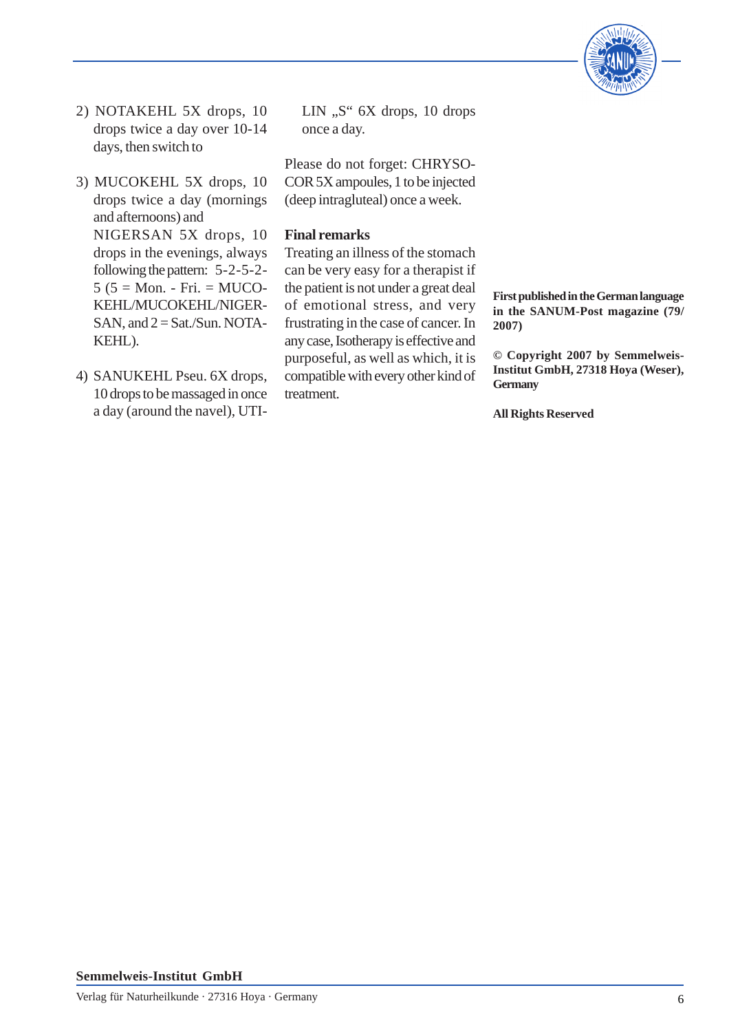2) NOTAKEHL 5X drops, 10 drops twice a day over 10-14 days, then switch to

3) MUCOKEHL 5X drops, 10 drops twice a day (mornings and afternoons) and NIGERSAN 5X drops, 10 drops in the evenings, always following the pattern: 5-2-5-2-5 (5 = Mon. - Fri. = MUCOKEHL/MUCOKEHL/NIGERSAN, and 2 = Sat./Sun. NOTAKEHL).

4) SANUKEHL Pseu. 6X drops, 10 drops to be massaged in once a day (around the navel), UTILIN „S“ 6X drops, 10 drops once a day.

Please do not forget: CHRYSOCOR 5X ampoules, 1 to be injected (deep intragluteal) once a week.

**Final remarks**

Treating an illness of the stomach can be very easy for a therapist if the patient is not under a great deal of emotional stress, and very frustrating in the case of cancer. In any case, Isotherapy is effective and purposeful, as well as which, it is compatible with every other kind of treatment.

**First published in the German language in the SANUM-Post magazine (79/2007)**

**© Copyright 2007 by Semmelweis-Institut GmbH, 27318 Hoya (Weser), Germany**

**All Rights Reserved**

**Semmelweis-Institut GmbH**

Verlag für Naturheilkunde · 27316 Hoya · Germany